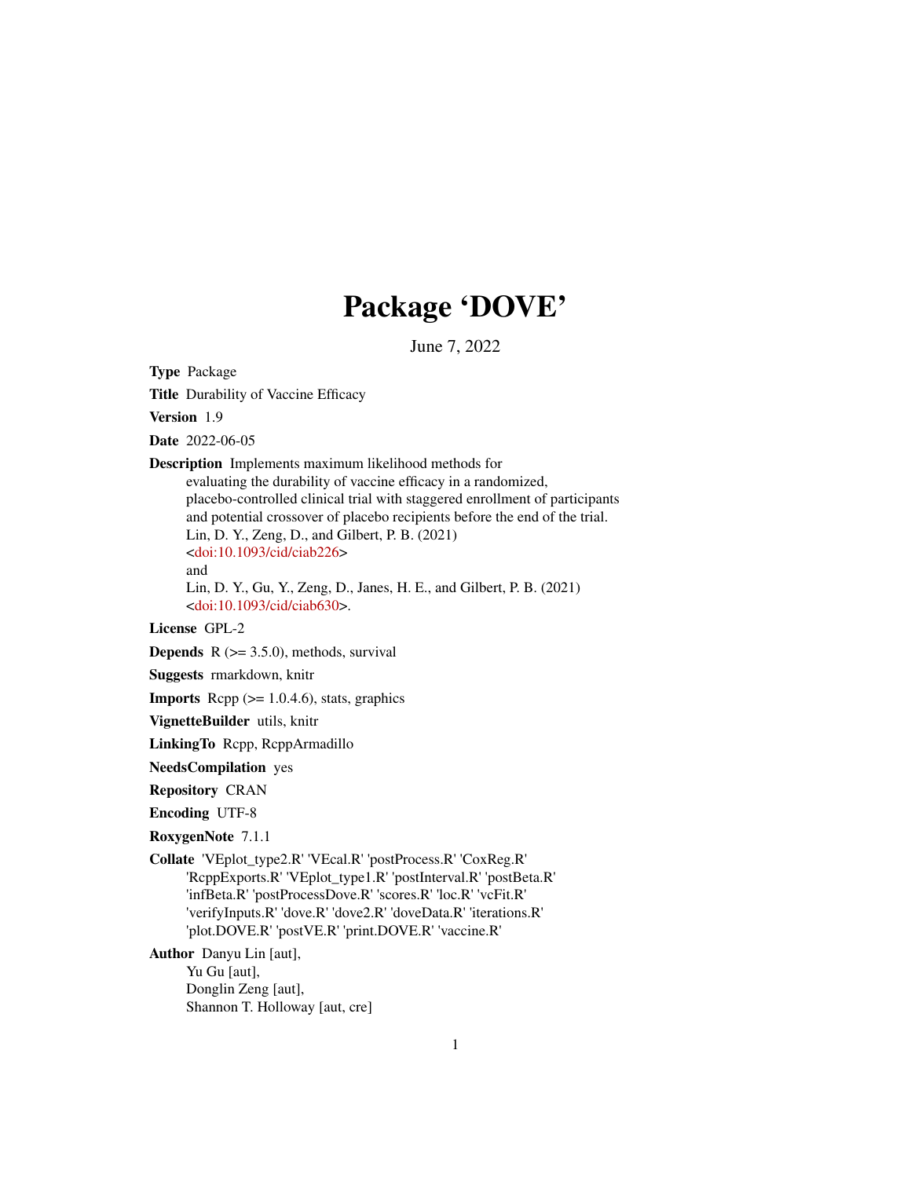# Package 'DOVE'

June 7, 2022

**Type** Package

**Title** Durability of Vaccine Efficacy

**Version** 1.9

**Date** 2022-06-05

**Description** Implements maximum likelihood methods for evaluating the durability of vaccine efficacy in a randomized, placebo-controlled clinical trial with staggered enrollment of participants and potential crossover of placebo recipients before the end of the trial. Lin, D. Y., Zeng, D., and Gilbert, P. B. (2021) <doi:10.1093/cid/ciab226> and Lin, D. Y., Gu, Y., Zeng, D., Janes, H. E., and Gilbert, P. B. (2021) <doi:10.1093/cid/ciab630>.

**License** GPL-2

**Depends** R (>= 3.5.0), methods, survival

**Suggests** rmarkdown, knitr

**Imports** Rcpp (>= 1.0.4.6), stats, graphics

**VignetteBuilder** utils, knitr

**LinkingTo** Rcpp, RcppArmadillo

**NeedsCompilation** yes

**Repository** CRAN

**Encoding** UTF-8

**RoxygenNote** 7.1.1

**Collate** 'VEplot_type2.R' 'VEcal.R' 'postProcess.R' 'CoxReg.R' 'RcppExports.R' 'VEplot_type1.R' 'postInterval.R' 'postBeta.R' 'infBeta.R' 'postProcessDove.R' 'scores.R' 'loc.R' 'vcFit.R' 'verifyInputs.R' 'dove.R' 'dove2.R' 'doveData.R' 'iterations.R' 'plot.DOVE.R' 'postVE.R' 'print.DOVE.R' 'vaccine.R'

**Author** Danyu Lin [aut],
Yu Gu [aut],
Donglin Zeng [aut],
Shannon T. Holloway [aut, cre]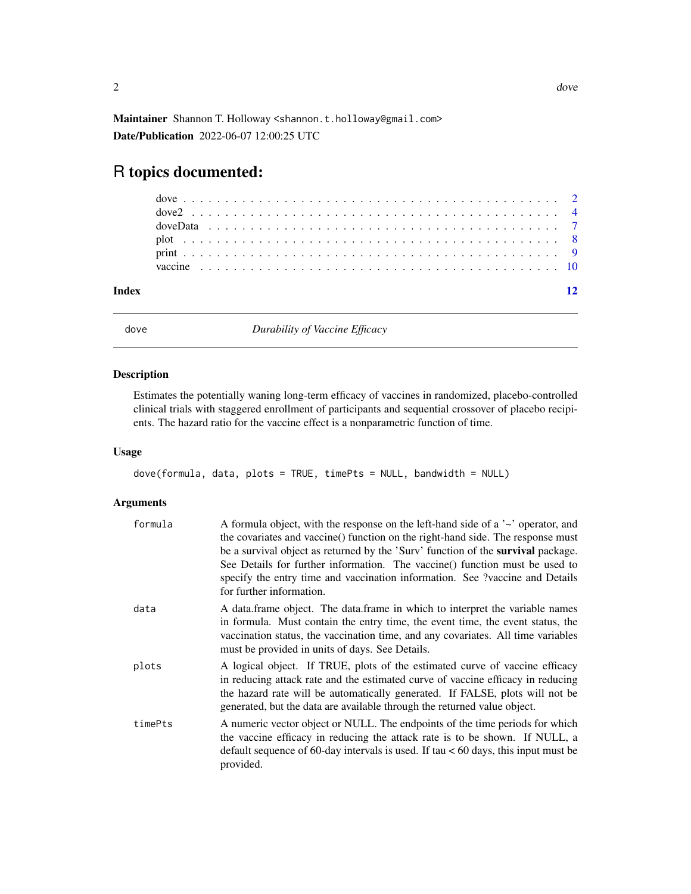**Maintainer** Shannon T. Holloway <shannon.t.holloway@gmail.com>

**Date/Publication** 2022-06-07 12:00:25 UTC

# R topics documented:

- dove . . . . . . . . . . 2
- dove2 . . . . . . . . . . 4
- doveData . . . . . . . . . . 7
- plot . . . . . . . . . . 8
- print . . . . . . . . . . 9
- vaccine . . . . . . . . . . 10

**Index** 12

---

dove *Durability of Vaccine Efficacy*

---

## Description

Estimates the potentially waning long-term efficacy of vaccines in randomized, placebo-controlled clinical trials with staggered enrollment of participants and sequential crossover of placebo recipients. The hazard ratio for the vaccine effect is a nonparametric function of time.

## Usage

```
dove(formula, data, plots = TRUE, timePts = NULL, bandwidth = NULL)
```

## Arguments

| | |
|---|---|
| `formula` | A formula object, with the response on the left-hand side of a '~' operator, and the covariates and vaccine() function on the right-hand side. The response must be a survival object as returned by the 'Surv' function of the **survival** package. See Details for further information. The vaccine() function must be used to specify the entry time and vaccination information. See ?vaccine and Details for further information. |
| `data` | A data.frame object. The data.frame in which to interpret the variable names in formula. Must contain the entry time, the event time, the event status, the vaccination status, the vaccination time, and any covariates. All time variables must be provided in units of days. See Details. |
| `plots` | A logical object. If TRUE, plots of the estimated curve of vaccine efficacy in reducing attack rate and the estimated curve of vaccine efficacy in reducing the hazard rate will be automatically generated. If FALSE, plots will not be generated, but the data are available through the returned value object. |
| `timePts` | A numeric vector object or NULL. The endpoints of the time periods for which the vaccine efficacy in reducing the attack rate is to be shown. If NULL, a default sequence of 60-day intervals is used. If tau < 60 days, this input must be provided. |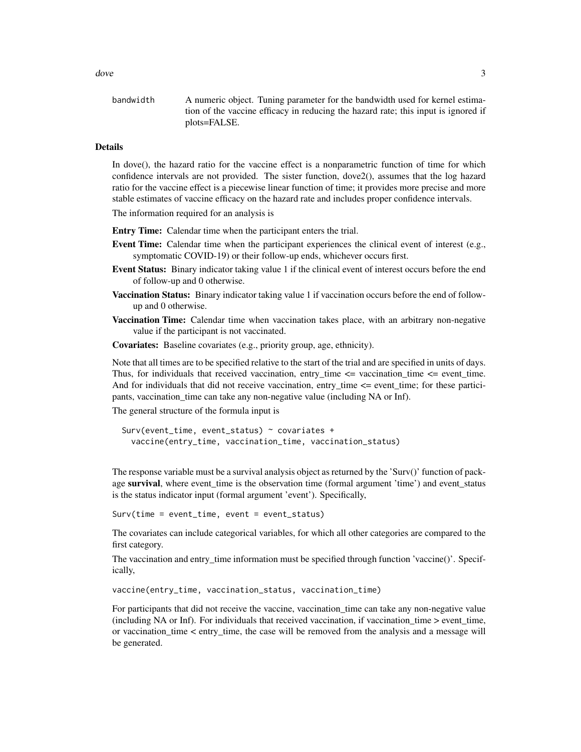bandwidth — A numeric object. Tuning parameter for the bandwidth used for kernel estimation of the vaccine efficacy in reducing the hazard rate; this input is ignored if plots=FALSE.

## Details

In dove(), the hazard ratio for the vaccine effect is a nonparametric function of time for which confidence intervals are not provided. The sister function, dove2(), assumes that the log hazard ratio for the vaccine effect is a piecewise linear function of time; it provides more precise and more stable estimates of vaccine efficacy on the hazard rate and includes proper confidence intervals.

The information required for an analysis is

**Entry Time:** Calendar time when the participant enters the trial.

**Event Time:** Calendar time when the participant experiences the clinical event of interest (e.g., symptomatic COVID-19) or their follow-up ends, whichever occurs first.

**Event Status:** Binary indicator taking value 1 if the clinical event of interest occurs before the end of follow-up and 0 otherwise.

**Vaccination Status:** Binary indicator taking value 1 if vaccination occurs before the end of follow-up and 0 otherwise.

**Vaccination Time:** Calendar time when vaccination takes place, with an arbitrary non-negative value if the participant is not vaccinated.

**Covariates:** Baseline covariates (e.g., priority group, age, ethnicity).

Note that all times are to be specified relative to the start of the trial and are specified in units of days. Thus, for individuals that received vaccination, entry_time <= vaccination_time <= event_time. And for individuals that did not receive vaccination, entry_time <= event_time; for these participants, vaccination_time can take any non-negative value (including NA or Inf).

The general structure of the formula input is

```
Surv(event_time, event_status) ~ covariates +
  vaccine(entry_time, vaccination_time, vaccination_status)
```

The response variable must be a survival analysis object as returned by the 'Surv()' function of package **survival**, where event_time is the observation time (formal argument 'time') and event_status is the status indicator input (formal argument 'event'). Specifically,

```
Surv(time = event_time, event = event_status)
```

The covariates can include categorical variables, for which all other categories are compared to the first category.

The vaccination and entry_time information must be specified through function 'vaccine()'. Specifically,

```
vaccine(entry_time, vaccination_status, vaccination_time)
```

For participants that did not receive the vaccine, vaccination_time can take any non-negative value (including NA or Inf). For individuals that received vaccination, if vaccination_time > event_time, or vaccination_time < entry_time, the case will be removed from the analysis and a message will be generated.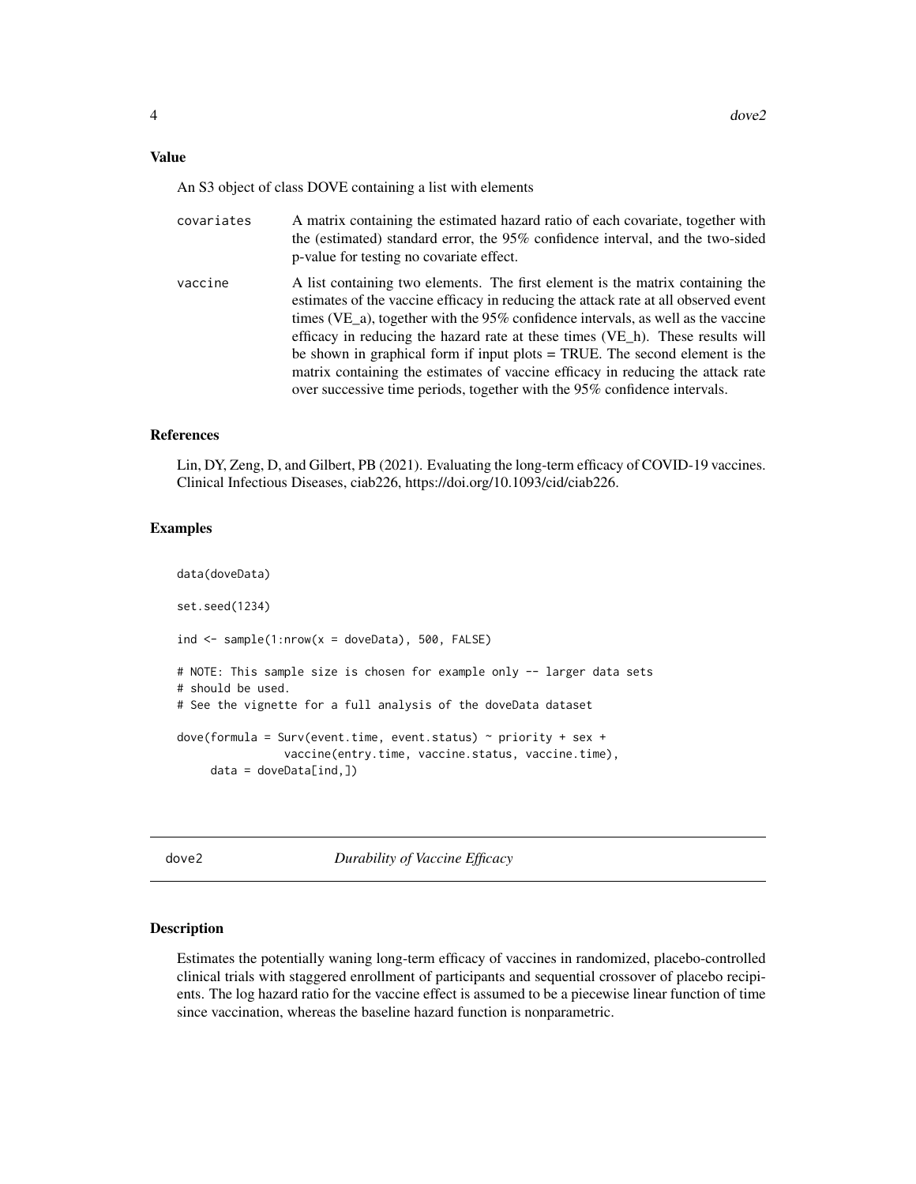### Value

An S3 object of class DOVE containing a list with elements

- **covariates**: A matrix containing the estimated hazard ratio of each covariate, together with the (estimated) standard error, the 95% confidence interval, and the two-sided p-value for testing no covariate effect.
- **vaccine**: A list containing two elements. The first element is the matrix containing the estimates of the vaccine efficacy in reducing the attack rate at all observed event times (VE_a), together with the 95% confidence intervals, as well as the vaccine efficacy in reducing the hazard rate at these times (VE_h). These results will be shown in graphical form if input plots = TRUE. The second element is the matrix containing the estimates of vaccine efficacy in reducing the attack rate over successive time periods, together with the 95% confidence intervals.

### References

Lin, DY, Zeng, D, and Gilbert, PB (2021). Evaluating the long-term efficacy of COVID-19 vaccines. Clinical Infectious Diseases, ciab226, https://doi.org/10.1093/cid/ciab226.

### Examples

```
data(doveData)

set.seed(1234)

ind <- sample(1:nrow(x = doveData), 500, FALSE)

# NOTE: This sample size is chosen for example only -- larger data sets
# should be used.
# See the vignette for a full analysis of the doveData dataset

dove(formula = Surv(event.time, event.status) ~ priority + sex +
               vaccine(entry.time, vaccine.status, vaccine.time),
     data = doveData[ind,])
```

---

## dove2 — *Durability of Vaccine Efficacy*

### Description

Estimates the potentially waning long-term efficacy of vaccines in randomized, placebo-controlled clinical trials with staggered enrollment of participants and sequential crossover of placebo recipients. The log hazard ratio for the vaccine effect is assumed to be a piecewise linear function of time since vaccination, whereas the baseline hazard function is nonparametric.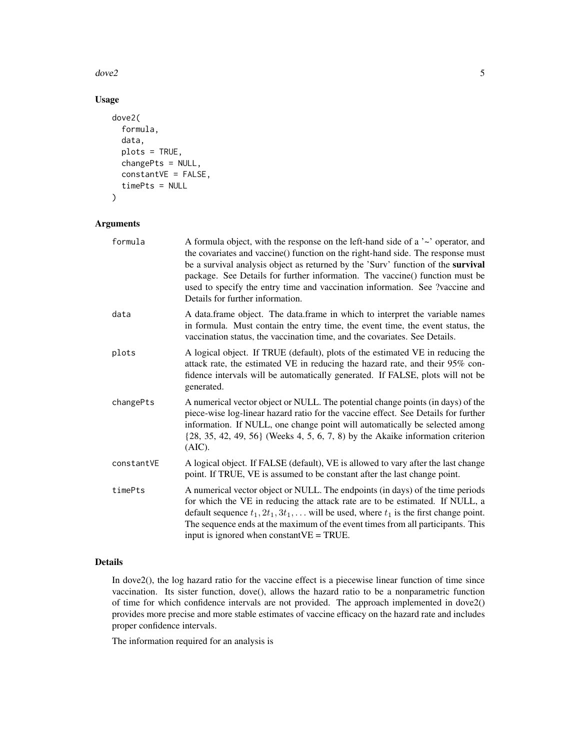### Usage

```
dove2(
  formula,
  data,
  plots = TRUE,
  changePts = NULL,
  constantVE = FALSE,
  timePts = NULL
)
```

### Arguments

| | |
|---|---|
| formula | A formula object, with the response on the left-hand side of a '~' operator, and the covariates and vaccine() function on the right-hand side. The response must be a survival analysis object as returned by the 'Surv' function of the **survival** package. See Details for further information. The vaccine() function must be used to specify the entry time and vaccination information. See ?vaccine and Details for further information. |
| data | A data.frame object. The data.frame in which to interpret the variable names in formula. Must contain the entry time, the event time, the event status, the vaccination status, the vaccination time, and the covariates. See Details. |
| plots | A logical object. If TRUE (default), plots of the estimated VE in reducing the attack rate, the estimated VE in reducing the hazard rate, and their 95% confidence intervals will be automatically generated. If FALSE, plots will not be generated. |
| changePts | A numerical vector object or NULL. The potential change points (in days) of the piece-wise log-linear hazard ratio for the vaccine effect. See Details for further information. If NULL, one change point will automatically be selected among {28, 35, 42, 49, 56} (Weeks 4, 5, 6, 7, 8) by the Akaike information criterion (AIC). |
| constantVE | A logical object. If FALSE (default), VE is allowed to vary after the last change point. If TRUE, VE is assumed to be constant after the last change point. |
| timePts | A numerical vector object or NULL. The endpoints (in days) of the time periods for which the VE in reducing the attack rate are to be estimated. If NULL, a default sequence $t_1, 2t_1, 3t_1, \ldots$ will be used, where $t_1$ is the first change point. The sequence ends at the maximum of the event times from all participants. This input is ignored when constantVE = TRUE. |

### Details

In dove2(), the log hazard ratio for the vaccine effect is a piecewise linear function of time since vaccination. Its sister function, dove(), allows the hazard ratio to be a nonparametric function of time for which confidence intervals are not provided. The approach implemented in dove2() provides more precise and more stable estimates of vaccine efficacy on the hazard rate and includes proper confidence intervals.

The information required for an analysis is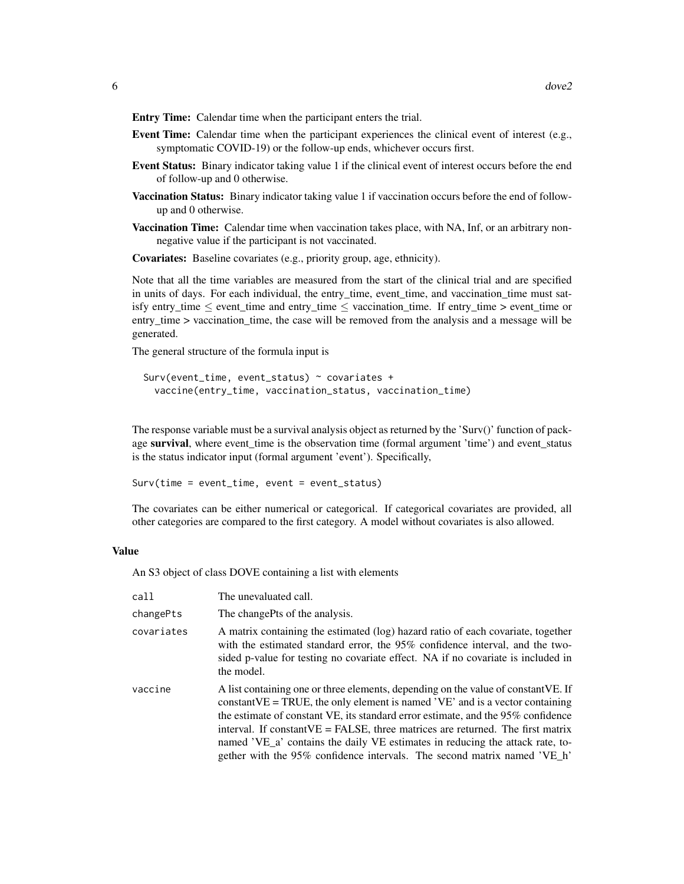**Entry Time:** Calendar time when the participant enters the trial.

**Event Time:** Calendar time when the participant experiences the clinical event of interest (e.g., symptomatic COVID-19) or the follow-up ends, whichever occurs first.

**Event Status:** Binary indicator taking value 1 if the clinical event of interest occurs before the end of follow-up and 0 otherwise.

**Vaccination Status:** Binary indicator taking value 1 if vaccination occurs before the end of follow-up and 0 otherwise.

**Vaccination Time:** Calendar time when vaccination takes place, with NA, Inf, or an arbitrary non-negative value if the participant is not vaccinated.

**Covariates:** Baseline covariates (e.g., priority group, age, ethnicity).

Note that all the time variables are measured from the start of the clinical trial and are specified in units of days. For each individual, the entry_time, event_time, and vaccination_time must satisfy entry_time $\leq$ event_time and entry_time $\leq$ vaccination_time. If entry_time > event_time or entry_time > vaccination_time, the case will be removed from the analysis and a message will be generated.

The general structure of the formula input is

```
Surv(event_time, event_status) ~ covariates +
  vaccine(entry_time, vaccination_status, vaccination_time)
```

The response variable must be a survival analysis object as returned by the 'Surv()' function of package **survival**, where event_time is the observation time (formal argument 'time') and event_status is the status indicator input (formal argument 'event'). Specifically,

```
Surv(time = event_time, event = event_status)
```

The covariates can be either numerical or categorical. If categorical covariates are provided, all other categories are compared to the first category. A model without covariates is also allowed.

### Value

An S3 object of class DOVE containing a list with elements

| | |
|---|---|
| `call` | The unevaluated call. |
| `changePts` | The changePts of the analysis. |
| `covariates` | A matrix containing the estimated (log) hazard ratio of each covariate, together with the estimated standard error, the 95% confidence interval, and the two-sided p-value for testing no covariate effect. NA if no covariate is included in the model. |
| `vaccine` | A list containing one or three elements, depending on the value of constantVE. If constantVE = TRUE, the only element is named 'VE' and is a vector containing the estimate of constant VE, its standard error estimate, and the 95% confidence interval. If constantVE = FALSE, three matrices are returned. The first matrix named 'VE_a' contains the daily VE estimates in reducing the attack rate, together with the 95% confidence intervals. The second matrix named 'VE_h' |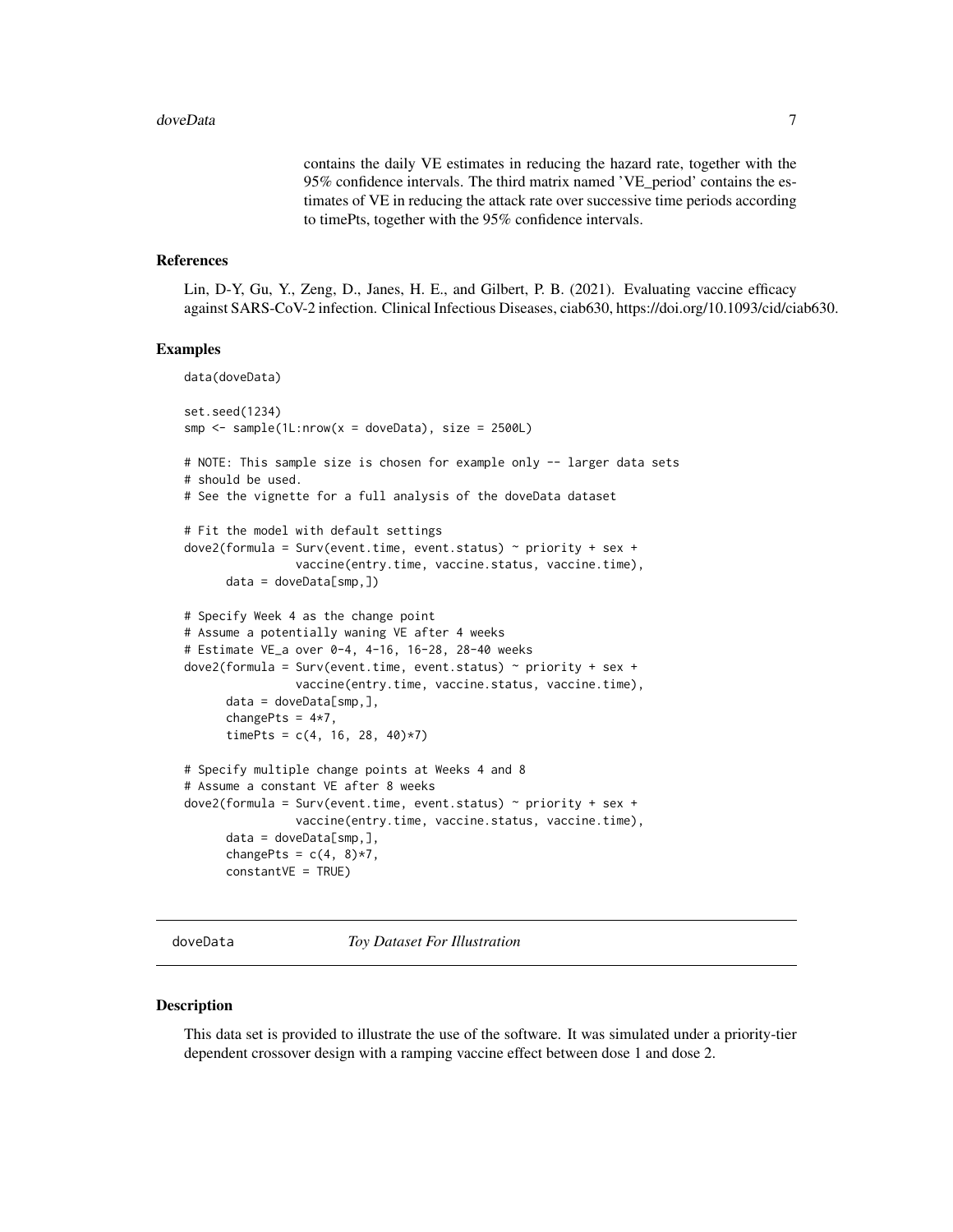contains the daily VE estimates in reducing the hazard rate, together with the 95% confidence intervals. The third matrix named 'VE_period' contains the estimates of VE in reducing the attack rate over successive time periods according to timePts, together with the 95% confidence intervals.

### References

Lin, D-Y, Gu, Y., Zeng, D., Janes, H. E., and Gilbert, P. B. (2021). Evaluating vaccine efficacy against SARS-CoV-2 infection. Clinical Infectious Diseases, ciab630, https://doi.org/10.1093/cid/ciab630.

### Examples

```
data(doveData)

set.seed(1234)
smp <- sample(1L:nrow(x = doveData), size = 2500L)

# NOTE: This sample size is chosen for example only -- larger data sets
# should be used.
# See the vignette for a full analysis of the doveData dataset

# Fit the model with default settings
dove2(formula = Surv(event.time, event.status) ~ priority + sex +
                vaccine(entry.time, vaccine.status, vaccine.time),
      data = doveData[smp,])

# Specify Week 4 as the change point
# Assume a potentially waning VE after 4 weeks
# Estimate VE_a over 0-4, 4-16, 16-28, 28-40 weeks
dove2(formula = Surv(event.time, event.status) ~ priority + sex +
                vaccine(entry.time, vaccine.status, vaccine.time),
      data = doveData[smp,],
      changePts = 4*7,
      timePts = c(4, 16, 28, 40)*7)

# Specify multiple change points at Weeks 4 and 8
# Assume a constant VE after 8 weeks
dove2(formula = Surv(event.time, event.status) ~ priority + sex +
                vaccine(entry.time, vaccine.status, vaccine.time),
      data = doveData[smp,],
      changePts = c(4, 8)*7,
      constantVE = TRUE)
```

---

## doveData *Toy Dataset For Illustration*

### Description

This data set is provided to illustrate the use of the software. It was simulated under a priority-tier dependent crossover design with a ramping vaccine effect between dose 1 and dose 2.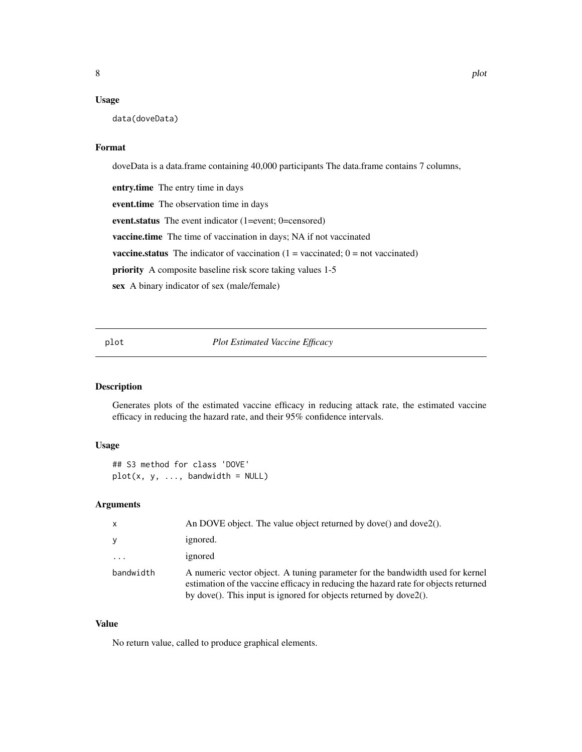### Usage

```
data(doveData)
```

### Format

doveData is a data.frame containing 40,000 participants The data.frame contains 7 columns,

**entry.time** The entry time in days

**event.time** The observation time in days

**event.status** The event indicator (1=event; 0=censored)

**vaccine.time** The time of vaccination in days; NA if not vaccinated

**vaccine.status** The indicator of vaccination (1 = vaccinated; 0 = not vaccinated)

**priority** A composite baseline risk score taking values 1-5

**sex** A binary indicator of sex (male/female)

---

## plot — *Plot Estimated Vaccine Efficacy*

---

### Description

Generates plots of the estimated vaccine efficacy in reducing attack rate, the estimated vaccine efficacy in reducing the hazard rate, and their 95% confidence intervals.

### Usage

```
## S3 method for class 'DOVE'
plot(x, y, ..., bandwidth = NULL)
```

### Arguments

| | |
|---|---|
| `x` | An DOVE object. The value object returned by dove() and dove2(). |
| `y` | ignored. |
| `...` | ignored |
| `bandwidth` | A numeric vector object. A tuning parameter for the bandwidth used for kernel estimation of the vaccine efficacy in reducing the hazard rate for objects returned by dove(). This input is ignored for objects returned by dove2(). |

### Value

No return value, called to produce graphical elements.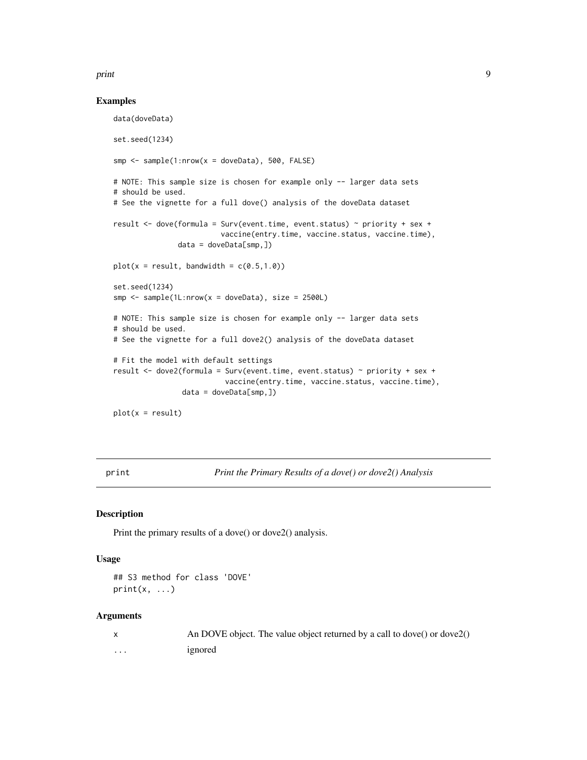### Examples

```
data(doveData)

set.seed(1234)

smp <- sample(1:nrow(x = doveData), 500, FALSE)

# NOTE: This sample size is chosen for example only -- larger data sets
# should be used.
# See the vignette for a full dove() analysis of the doveData dataset

result <- dove(formula = Surv(event.time, event.status) ~ priority + sex +
                         vaccine(entry.time, vaccine.status, vaccine.time),
               data = doveData[smp,])

plot(x = result, bandwidth = c(0.5,1.0))

set.seed(1234)
smp <- sample(1L:nrow(x = doveData), size = 2500L)

# NOTE: This sample size is chosen for example only -- larger data sets
# should be used.
# See the vignette for a full dove2() analysis of the doveData dataset

# Fit the model with default settings
result <- dove2(formula = Surv(event.time, event.status) ~ priority + sex +
                          vaccine(entry.time, vaccine.status, vaccine.time),
                data = doveData[smp,])

plot(x = result)
```

---

## print &nbsp;&nbsp;&nbsp;&nbsp; *Print the Primary Results of a dove() or dove2() Analysis*

### Description

Print the primary results of a dove() or dove2() analysis.

### Usage

```
## S3 method for class 'DOVE'
print(x, ...)
```

### Arguments

| | |
|---|---|
| `x` | An DOVE object. The value object returned by a call to dove() or dove2() |
| `...` | ignored |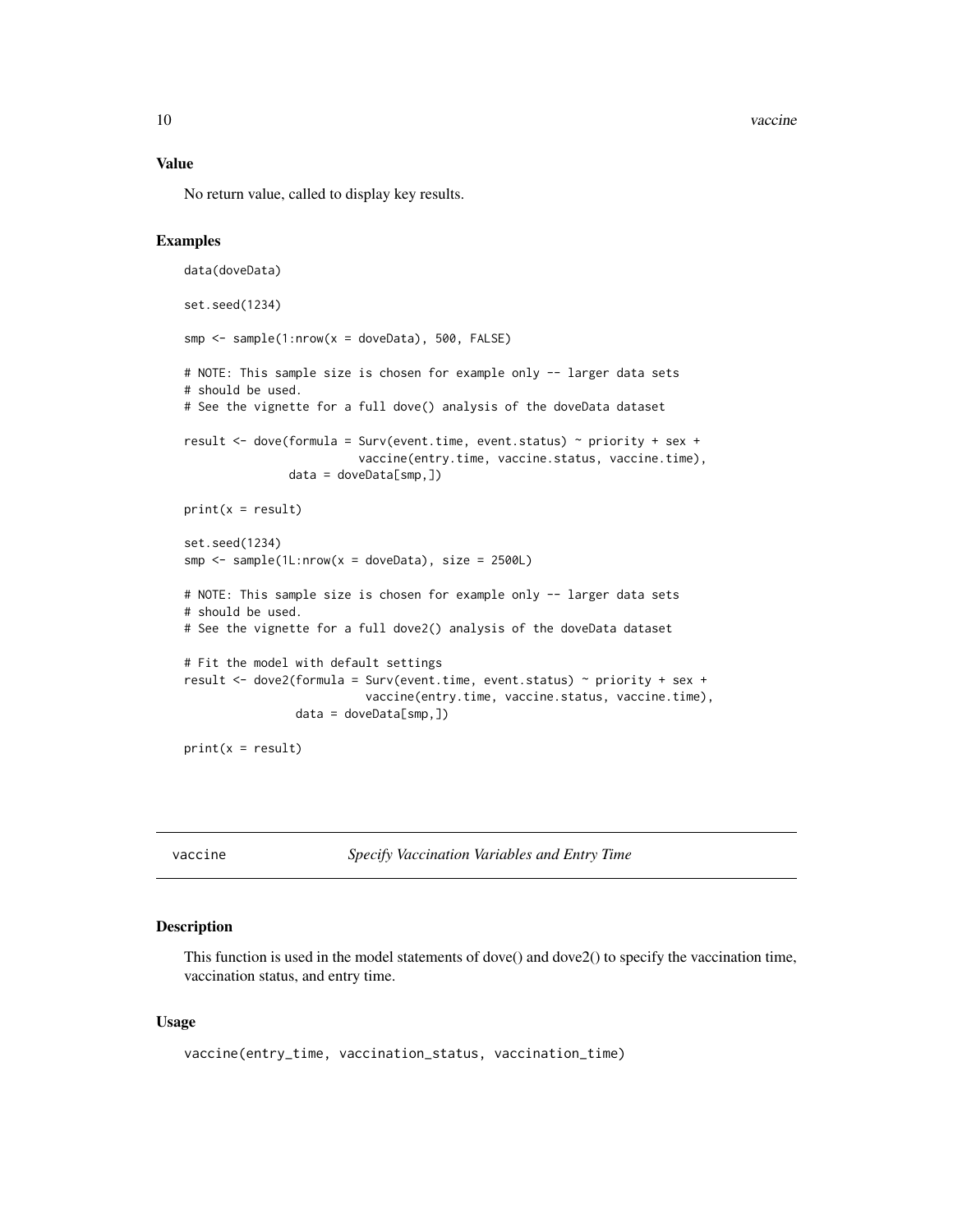## Value

No return value, called to display key results.

## Examples

```
data(doveData)

set.seed(1234)

smp <- sample(1:nrow(x = doveData), 500, FALSE)

# NOTE: This sample size is chosen for example only -- larger data sets
# should be used.
# See the vignette for a full dove() analysis of the doveData dataset

result <- dove(formula = Surv(event.time, event.status) ~ priority + sex +
                         vaccine(entry.time, vaccine.status, vaccine.time),
               data = doveData[smp,])

print(x = result)

set.seed(1234)
smp <- sample(1L:nrow(x = doveData), size = 2500L)

# NOTE: This sample size is chosen for example only -- larger data sets
# should be used.
# See the vignette for a full dove2() analysis of the doveData dataset

# Fit the model with default settings
result <- dove2(formula = Surv(event.time, event.status) ~ priority + sex +
                          vaccine(entry.time, vaccine.status, vaccine.time),
                data = doveData[smp,])

print(x = result)
```

---

# vaccine — *Specify Vaccination Variables and Entry Time*

---

## Description

This function is used in the model statements of dove() and dove2() to specify the vaccination time, vaccination status, and entry time.

## Usage

```
vaccine(entry_time, vaccination_status, vaccination_time)
```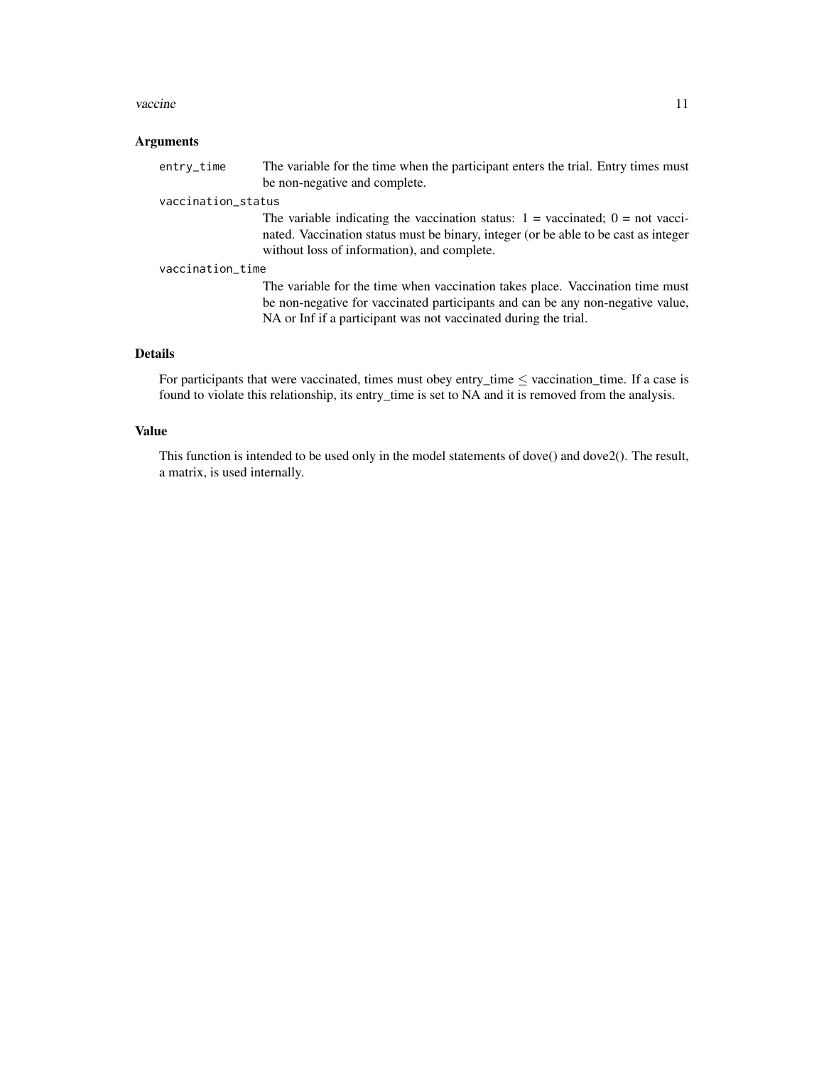## Arguments

`entry_time` The variable for the time when the participant enters the trial. Entry times must be non-negative and complete.

`vaccination_status` The variable indicating the vaccination status: 1 = vaccinated; 0 = not vaccinated. Vaccination status must be binary, integer (or be able to be cast as integer without loss of information), and complete.

`vaccination_time` The variable for the time when vaccination takes place. Vaccination time must be non-negative for vaccinated participants and can be any non-negative value, NA or Inf if a participant was not vaccinated during the trial.

## Details

For participants that were vaccinated, times must obey entry_time $\leq$ vaccination_time. If a case is found to violate this relationship, its entry_time is set to NA and it is removed from the analysis.

## Value

This function is intended to be used only in the model statements of dove() and dove2(). The result, a matrix, is used internally.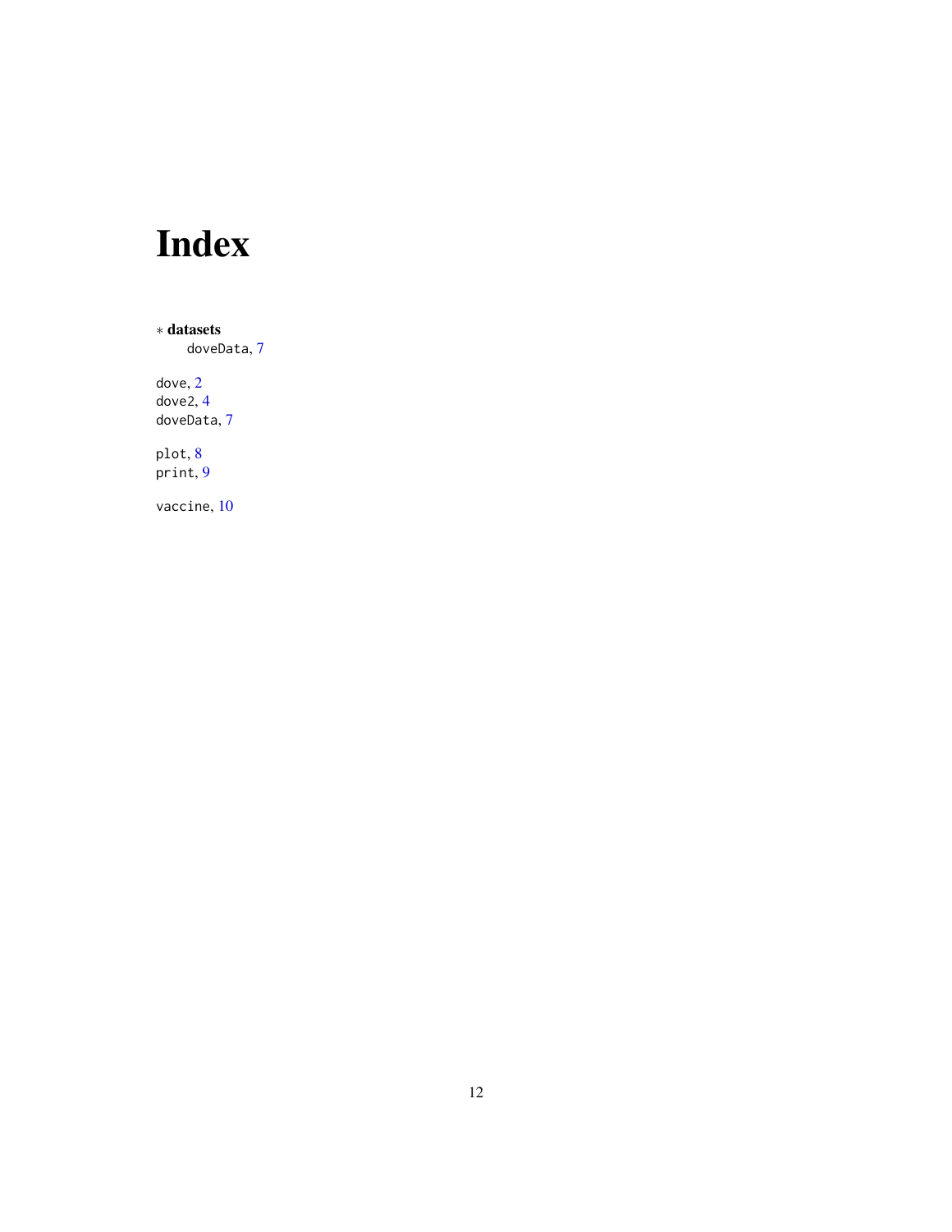# Index

* **datasets**
    doveData, 7

dove, 2
dove2, 4
doveData, 7

plot, 8
print, 9

vaccine, 10